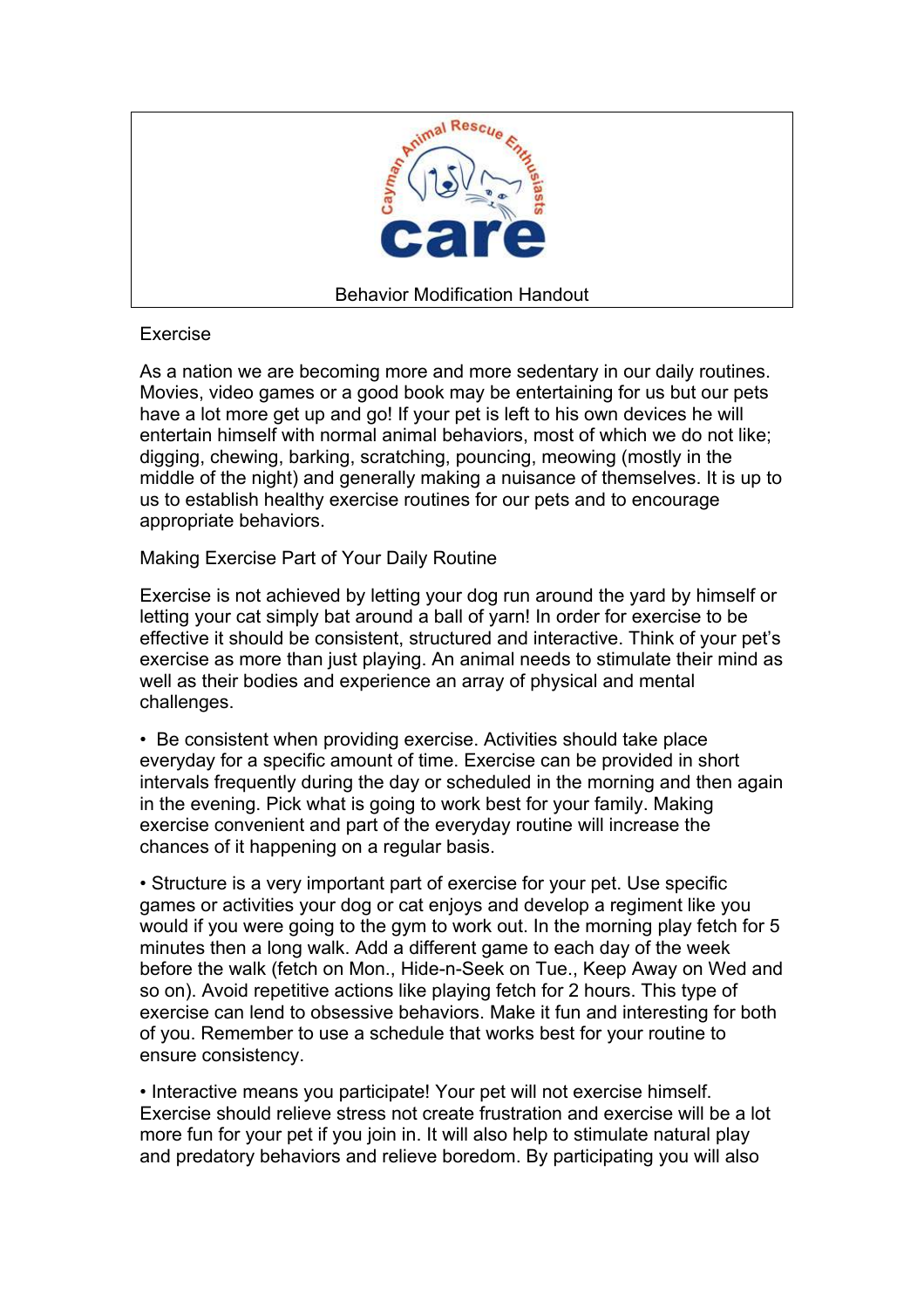Cayman Animal Rescue Enthusiasts

care

Behavior Modification Handout

## Exercise

As a nation we are becoming more and more sedentary in our daily routines. Movies, video games or a good book may be entertaining for us but our pets have a lot more get up and go! If your pet is left to his own devices he will entertain himself with normal animal behaviors, most of which we do not like; digging, chewing, barking, scratching, pouncing, meowing (mostly in the middle of the night) and generally making a nuisance of themselves. It is up to us to establish healthy exercise routines for our pets and to encourage appropriate behaviors.

## Making Exercise Part of Your Daily Routine

Exercise is not achieved by letting your dog run around the yard by himself or letting your cat simply bat around a ball of yarn! In order for exercise to be effective it should be consistent, structured and interactive. Think of your pet's exercise as more than just playing. An animal needs to stimulate their mind as well as their bodies and experience an array of physical and mental challenges.

- Be consistent when providing exercise. Activities should take place everyday for a specific amount of time. Exercise can be provided in short intervals frequently during the day or scheduled in the morning and then again in the evening. Pick what is going to work best for your family. Making exercise convenient and part of the everyday routine will increase the chances of it happening on a regular basis.

- Structure is a very important part of exercise for your pet. Use specific games or activities your dog or cat enjoys and develop a regiment like you would if you were going to the gym to work out. In the morning play fetch for 5 minutes then a long walk. Add a different game to each day of the week before the walk (fetch on Mon., Hide-n-Seek on Tue., Keep Away on Wed and so on). Avoid repetitive actions like playing fetch for 2 hours. This type of exercise can lend to obsessive behaviors. Make it fun and interesting for both of you. Remember to use a schedule that works best for your routine to ensure consistency.

- Interactive means you participate! Your pet will not exercise himself. Exercise should relieve stress not create frustration and exercise will be a lot more fun for your pet if you join in. It will also help to stimulate natural play and predatory behaviors and relieve boredom. By participating you will also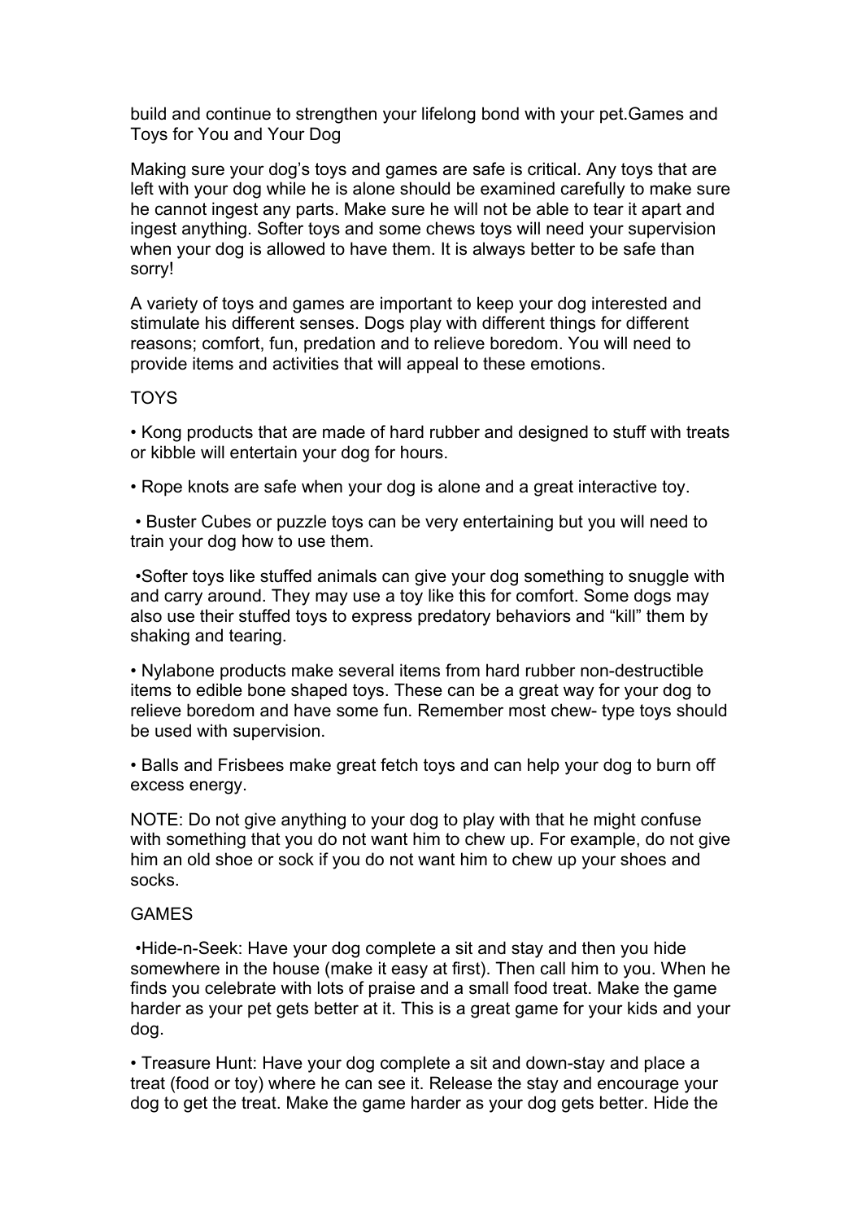build and continue to strengthen your lifelong bond with your pet.Games and Toys for You and Your Dog

Making sure your dog's toys and games are safe is critical. Any toys that are left with your dog while he is alone should be examined carefully to make sure he cannot ingest any parts. Make sure he will not be able to tear it apart and ingest anything. Softer toys and some chews toys will need your supervision when your dog is allowed to have them. It is always better to be safe than sorry!

A variety of toys and games are important to keep your dog interested and stimulate his different senses. Dogs play with different things for different reasons; comfort, fun, predation and to relieve boredom. You will need to provide items and activities that will appeal to these emotions.

TOYS

- Kong products that are made of hard rubber and designed to stuff with treats or kibble will entertain your dog for hours.
- Rope knots are safe when your dog is alone and a great interactive toy.
- Buster Cubes or puzzle toys can be very entertaining but you will need to train your dog how to use them.
- Softer toys like stuffed animals can give your dog something to snuggle with and carry around. They may use a toy like this for comfort. Some dogs may also use their stuffed toys to express predatory behaviors and "kill" them by shaking and tearing.
- Nylabone products make several items from hard rubber non-destructible items to edible bone shaped toys. These can be a great way for your dog to relieve boredom and have some fun. Remember most chew- type toys should be used with supervision.
- Balls and Frisbees make great fetch toys and can help your dog to burn off excess energy.

NOTE: Do not give anything to your dog to play with that he might confuse with something that you do not want him to chew up. For example, do not give him an old shoe or sock if you do not want him to chew up your shoes and socks.

GAMES

- Hide-n-Seek: Have your dog complete a sit and stay and then you hide somewhere in the house (make it easy at first). Then call him to you. When he finds you celebrate with lots of praise and a small food treat. Make the game harder as your pet gets better at it. This is a great game for your kids and your dog.
- Treasure Hunt: Have your dog complete a sit and down-stay and place a treat (food or toy) where he can see it. Release the stay and encourage your dog to get the treat. Make the game harder as your dog gets better. Hide the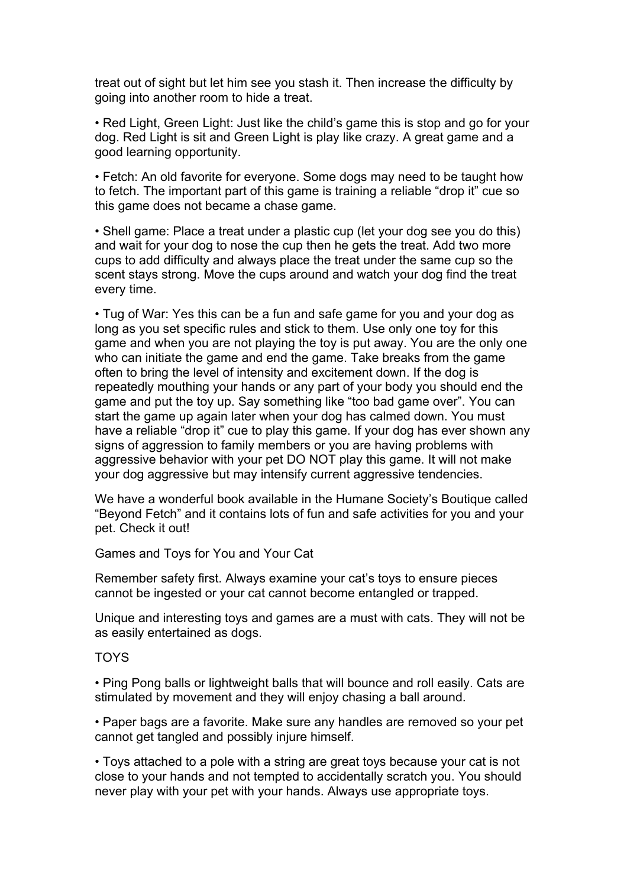treat out of sight but let him see you stash it. Then increase the difficulty by going into another room to hide a treat.

- Red Light, Green Light: Just like the child's game this is stop and go for your dog. Red Light is sit and Green Light is play like crazy. A great game and a good learning opportunity.

- Fetch: An old favorite for everyone. Some dogs may need to be taught how to fetch. The important part of this game is training a reliable "drop it" cue so this game does not became a chase game.

- Shell game: Place a treat under a plastic cup (let your dog see you do this) and wait for your dog to nose the cup then he gets the treat. Add two more cups to add difficulty and always place the treat under the same cup so the scent stays strong. Move the cups around and watch your dog find the treat every time.

- Tug of War: Yes this can be a fun and safe game for you and your dog as long as you set specific rules and stick to them. Use only one toy for this game and when you are not playing the toy is put away. You are the only one who can initiate the game and end the game. Take breaks from the game often to bring the level of intensity and excitement down. If the dog is repeatedly mouthing your hands or any part of your body you should end the game and put the toy up. Say something like "too bad game over". You can start the game up again later when your dog has calmed down. You must have a reliable "drop it" cue to play this game. If your dog has ever shown any signs of aggression to family members or you are having problems with aggressive behavior with your pet DO NOT play this game. It will not make your dog aggressive but may intensify current aggressive tendencies.

We have a wonderful book available in the Humane Society's Boutique called "Beyond Fetch" and it contains lots of fun and safe activities for you and your pet. Check it out!

## Games and Toys for You and Your Cat

Remember safety first. Always examine your cat's toys to ensure pieces cannot be ingested or your cat cannot become entangled or trapped.

Unique and interesting toys and games are a must with cats. They will not be as easily entertained as dogs.

### TOYS

- Ping Pong balls or lightweight balls that will bounce and roll easily. Cats are stimulated by movement and they will enjoy chasing a ball around.

- Paper bags are a favorite. Make sure any handles are removed so your pet cannot get tangled and possibly injure himself.

- Toys attached to a pole with a string are great toys because your cat is not close to your hands and not tempted to accidentally scratch you. You should never play with your pet with your hands. Always use appropriate toys.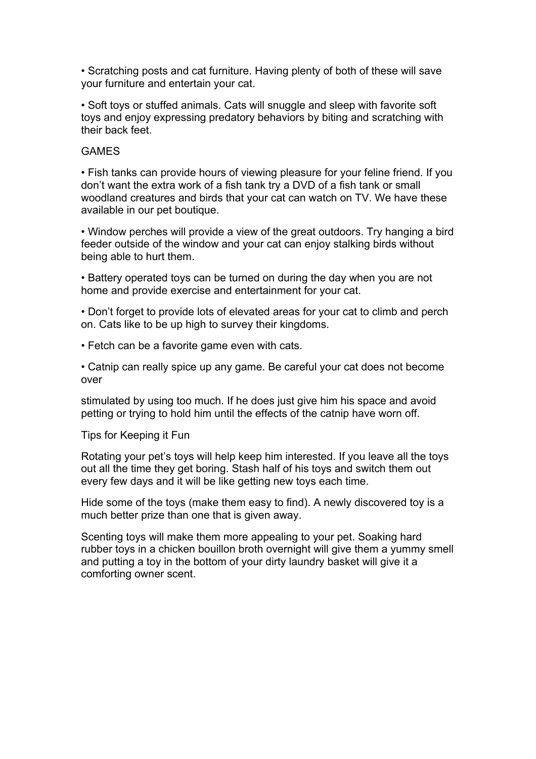- Scratching posts and cat furniture. Having plenty of both of these will save your furniture and entertain your cat.

- Soft toys or stuffed animals. Cats will snuggle and sleep with favorite soft toys and enjoy expressing predatory behaviors by biting and scratching with their back feet.

## GAMES

- Fish tanks can provide hours of viewing pleasure for your feline friend. If you don't want the extra work of a fish tank try a DVD of a fish tank or small woodland creatures and birds that your cat can watch on TV. We have these available in our pet boutique.

- Window perches will provide a view of the great outdoors. Try hanging a bird feeder outside of the window and your cat can enjoy stalking birds without being able to hurt them.

- Battery operated toys can be turned on during the day when you are not home and provide exercise and entertainment for your cat.

- Don't forget to provide lots of elevated areas for your cat to climb and perch on. Cats like to be up high to survey their kingdoms.

- Fetch can be a favorite game even with cats.

- Catnip can really spice up any game. Be careful your cat does not become over stimulated by using too much. If he does just give him his space and avoid petting or trying to hold him until the effects of the catnip have worn off.

## Tips for Keeping it Fun

Rotating your pet's toys will help keep him interested. If you leave all the toys out all the time they get boring. Stash half of his toys and switch them out every few days and it will be like getting new toys each time.

Hide some of the toys (make them easy to find). A newly discovered toy is a much better prize than one that is given away.

Scenting toys will make them more appealing to your pet. Soaking hard rubber toys in a chicken bouillon broth overnight will give them a yummy smell and putting a toy in the bottom of your dirty laundry basket will give it a comforting owner scent.